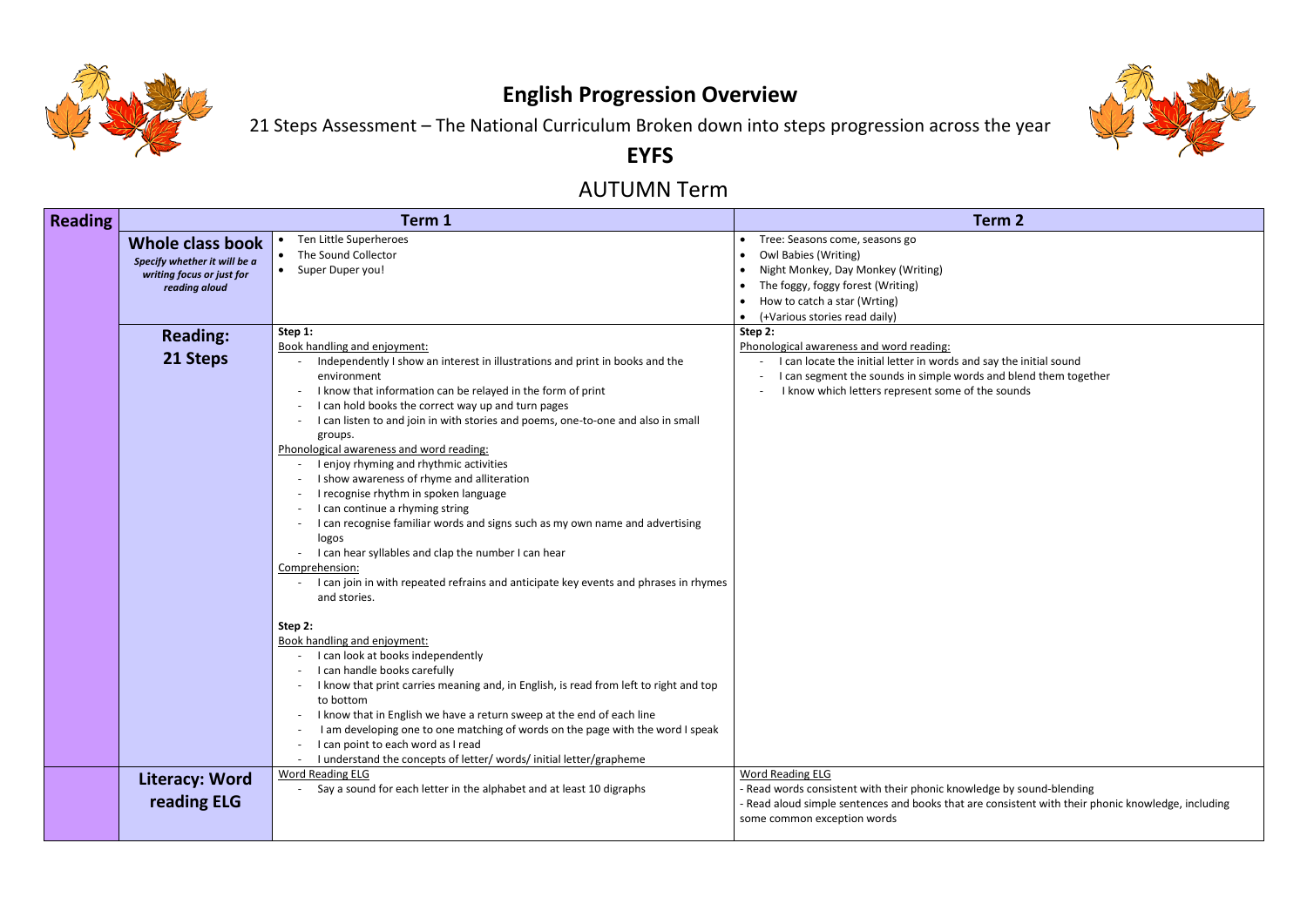# English Progression Overview

21 Steps Assessment – The National Curriculum Broken down into steps progression across the year

## EYFS

## AUTUMN Term

| Reading | | Term 1 | Term 2 |
|---|---|---|---|
| | **Whole class book** *Specify whether it will be a writing focus or just for reading aloud* | • Ten Little Superheroes<br>• The Sound Collector<br>• Super Duper you! | • Tree: Seasons come, seasons go<br>• Owl Babies (Writing)<br>• Night Monkey, Day Monkey (Writing)<br>• The foggy, foggy forest (Writing)<br>• How to catch a star (Wrting)<br>• (+Various stories read daily) |
| | **Reading: 21 Steps** | **Step 1:**<br>Book handling and enjoyment:<br>- Independently I show an interest in illustrations and print in books and the environment<br>- I know that information can be relayed in the form of print<br>- I can hold books the correct way up and turn pages<br>- I can listen to and join in with stories and poems, one-to-one and also in small groups.<br>Phonological awareness and word reading:<br>- I enjoy rhyming and rhythmic activities<br>- I show awareness of rhyme and alliteration<br>- I recognise rhythm in spoken language<br>- I can continue a rhyming string<br>- I can recognise familiar words and signs such as my own name and advertising logos<br>- I can hear syllables and clap the number I can hear<br>Comprehension:<br>- I can join in with repeated refrains and anticipate key events and phrases in rhymes and stories.<br><br>**Step 2:**<br>Book handling and enjoyment:<br>- I can look at books independently<br>- I can handle books carefully<br>- I know that print carries meaning and, in English, is read from left to right and top to bottom<br>- I know that in English we have a return sweep at the end of each line<br>- I am developing one to one matching of words on the page with the word I speak<br>- I can point to each word as I read<br>- I understand the concepts of letter/ words/ initial letter/grapheme | **Step 2:**<br>Phonological awareness and word reading:<br>- I can locate the initial letter in words and say the initial sound<br>- I can segment the sounds in simple words and blend them together<br>- I know which letters represent some of the sounds |
| | **Literacy: Word reading ELG** | Word Reading ELG<br>- Say a sound for each letter in the alphabet and at least 10 digraphs | Word Reading ELG<br>- Read words consistent with their phonic knowledge by sound-blending<br>- Read aloud simple sentences and books that are consistent with their phonic knowledge, including some common exception words |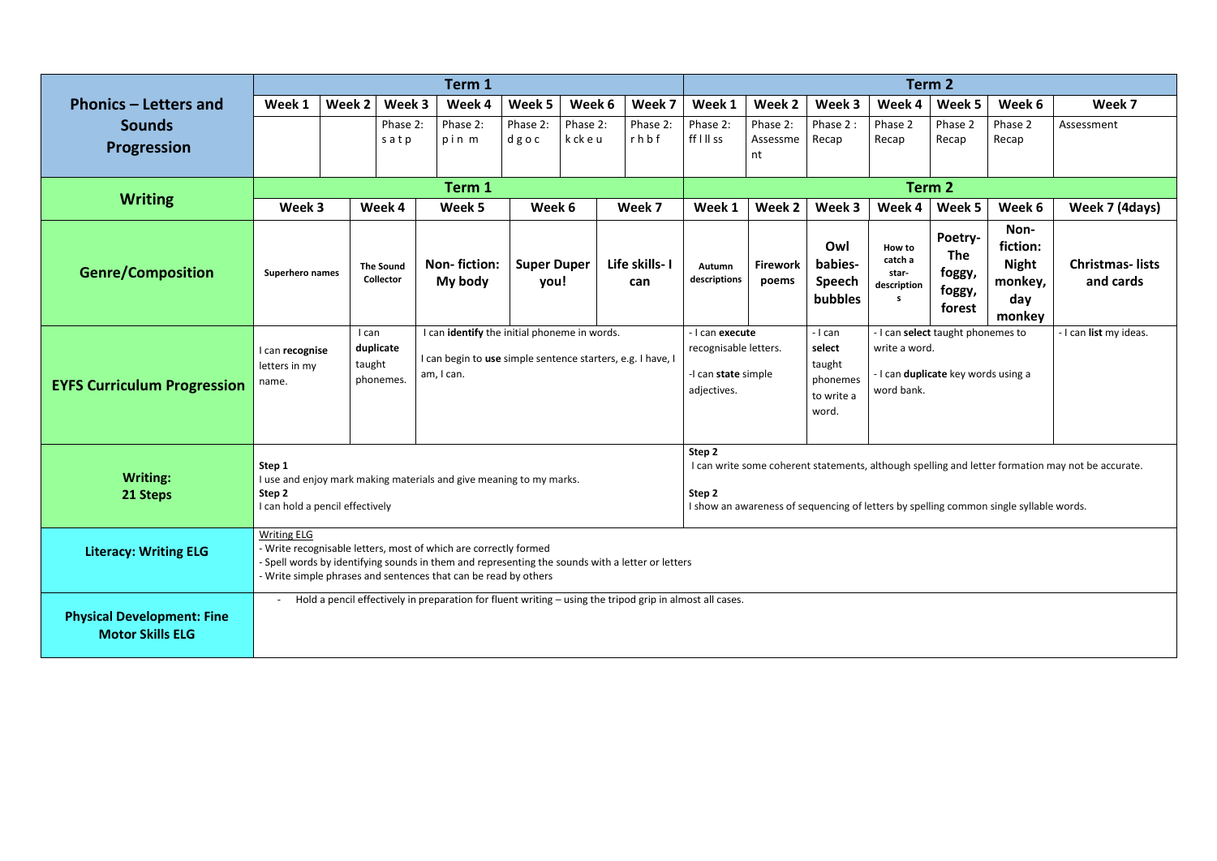| Phonics – Letters and Sounds Progression | Term 1 | | | | | | | Term 2 | | | | | | |
|---|---|---|---|---|---|---|---|---|---|---|---|---|---|---|
| | Week 1 | Week 2 | Week 3 | Week 4 | Week 5 | Week 6 | Week 7 | Week 1 | Week 2 | Week 3 | Week 4 | Week 5 | Week 6 | Week 7 |
| | | | Phase 2: s a t p | Phase 2: p i n m | Phase 2: d g o c | Phase 2: k ck e u | Phase 2: r h b f | Phase 2: ff l ll ss | Phase 2: Assessment | Phase 2 : Recap | Phase 2 Recap | Phase 2 Recap | Phase 2 Recap | Assessment |

| Writing | Term 1 | | | | | Term 2 | | | | | | |
|---|---|---|---|---|---|---|---|---|---|---|---|---|
| | Week 3 | Week 4 | Week 5 | Week 6 | Week 7 | Week 1 | Week 2 | Week 3 | Week 4 | Week 5 | Week 6 | Week 7 (4days) |
| **Genre/Composition** | **Superhero names** | **The Sound Collector** | **Non- fiction: My body** | **Super Duper you!** | **Life skills- I can** | **Autumn descriptions** | **Firework poems** | **Owl babies- Speech bubbles** | **How to catch a star- descriptions** | **Poetry- The foggy, foggy, forest** | **Non-fiction: Night monkey, day monkey** | **Christmas- lists and cards** |
| **EYFS Curriculum Progression** | I can **recognise** letters in my name. | I can **duplicate** taught phonemes. | I can **identify** the initial phoneme in words. I can begin to **use** simple sentence starters, e.g. I have, I am, I can. | | | - I can **execute** recognisable letters. -I can **state** simple adjectives. | | - I can **select** taught phonemes to write a word. | - I can **select** taught phonemes to write a word. - I can **duplicate** key words using a word bank. | | | - I can **list** my ideas. |
| **Writing: 21 Steps** | **Step 1** I use and enjoy mark making materials and give meaning to my marks. **Step 2** I can hold a pencil effectively | | | | | **Step 2** I can write some coherent statements, although spelling and letter formation may not be accurate. **Step 2** I show an awareness of sequencing of letters by spelling common single syllable words. | | | | | | |
| **Literacy: Writing ELG** | Writing ELG - Write recognisable letters, most of which are correctly formed - Spell words by identifying sounds in them and representing the sounds with a letter or letters - Write simple phrases and sentences that can be read by others | | | | | | | | | | | |
| **Physical Development: Fine Motor Skills ELG** | - Hold a pencil effectively in preparation for fluent writing – using the tripod grip in almost all cases. | | | | | | | | | | | |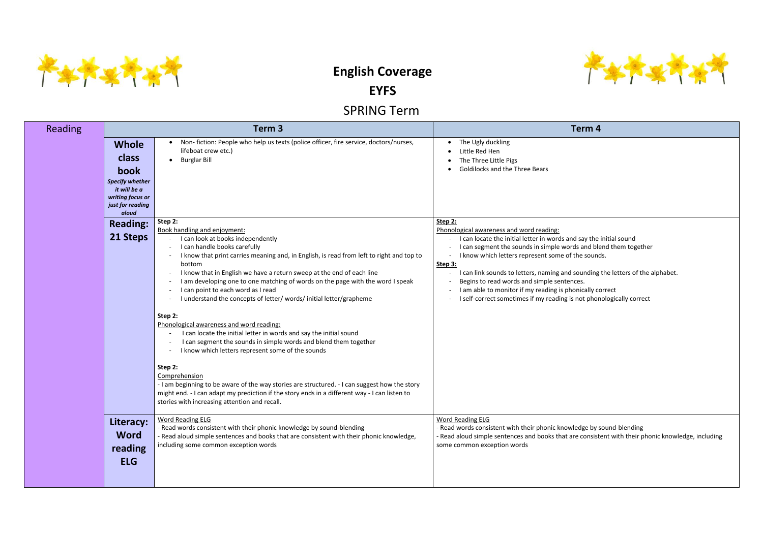# English Coverage

# EYFS

## SPRING Term

| Reading | | Term 3 | Term 4 |
|---|---|---|---|
| | **Whole class book** *Specify whether it will be a writing focus or just for reading aloud* | • Non- fiction: People who help us texts (police officer, fire service, doctors/nurses, lifeboat crew etc.)<br>• Burglar Bill | • The Ugly duckling<br>• Little Red Hen<br>• The Three Little Pigs<br>• Goldilocks and the Three Bears |
| | **Reading: 21 Steps** | **Step 2:**<br>Book handling and enjoyment:<br>- I can look at books independently<br>- I can handle books carefully<br>- I know that print carries meaning and, in English, is read from left to right and top to bottom<br>- I know that in English we have a return sweep at the end of each line<br>- I am developing one to one matching of words on the page with the word I speak<br>- I can point to each word as I read<br>- I understand the concepts of letter/ words/ initial letter/grapheme<br><br>**Step 2:**<br>Phonological awareness and word reading:<br>- I can locate the initial letter in words and say the initial sound<br>- I can segment the sounds in simple words and blend them together<br>- I know which letters represent some of the sounds<br><br>**Step 2:**<br>Comprehension<br>- I am beginning to be aware of the way stories are structured. - I can suggest how the story might end. - I can adapt my prediction if the story ends in a different way - I can listen to stories with increasing attention and recall. | **Step 2:**<br>Phonological awareness and word reading:<br>- I can locate the initial letter in words and say the initial sound<br>- I can segment the sounds in simple words and blend them together<br>- I know which letters represent some of the sounds.<br>**Step 3:**<br>- I can link sounds to letters, naming and sounding the letters of the alphabet.<br>- Begins to read words and simple sentences.<br>- I am able to monitor if my reading is phonically correct<br>- I self-correct sometimes if my reading is not phonologically correct |
| | **Literacy: Word reading ELG** | Word Reading ELG<br>- Read words consistent with their phonic knowledge by sound-blending<br>- Read aloud simple sentences and books that are consistent with their phonic knowledge, including some common exception words | Word Reading ELG<br>- Read words consistent with their phonic knowledge by sound-blending<br>- Read aloud simple sentences and books that are consistent with their phonic knowledge, including some common exception words |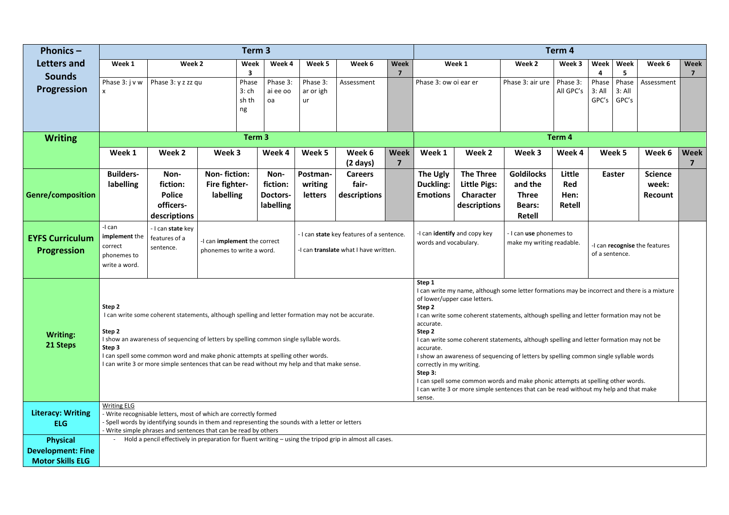| Phonics – Letters and Sounds Progression | Term 3 | | | | | | | Term 4 | | | | | | |
|---|---|---|---|---|---|---|---|---|---|---|---|---|---|---|
| | Week 1 | Week 2 | Week 3 | Week 4 | Week 5 | Week 6 | Week 7 | Week 1 | Week 2 | Week 3 | Week 4 | Week 5 | Week 6 | Week 7 |
| | Phase 3: j v w x | Phase 3: y z zz qu | Phase 3: ch sh th ng | Phase 3: ai ee oo oa | Phase 3: ar or igh ur | Assessment | | Phase 3: ow oi ear er | Phase 3: air ure | Phase 3: All GPC's | Phase 3: All GPC's | Phase 3: All GPC's | Assessment | |
| **Writing** | **Term 3** | | | | | | | **Term 4** | | | | | | |
| | **Week 1** | **Week 2** | **Week 3** | **Week 4** | **Week 5** | **Week 6 (2 days)** | **Week 7** | **Week 1** | **Week 2** | **Week 3** | **Week 4** | **Week 5** | **Week 6** | **Week 7** |
| **Genre/composition** | **Builders- labelling** | **Non-fiction: Police officers- descriptions** | **Non- fiction: Fire fighter- labelling** | **Non-fiction: Doctors- labelling** | **Postman- writing letters** | **Careers fair- descriptions** | | **The Ugly Duckling: Emotions** | **The Three Little Pigs: Character descriptions** | **Goldilocks and the Three Bears: Retell** | **Little Red Hen: Retell** | **Easter** | **Science week: Recount** | |
| **EYFS Curriculum Progression** | -I can **implement** the correct phonemes to write a word. | - I can **state** key features of a sentence. | -I can **implement** the correct phonemes to write a word. | | - I can **state** key features of a sentence. -I can **translate** what I have written. | | | -I can **identify** and copy key words and vocabulary. | | - I can **use** phonemes to make my writing readable. | | -I can **recognise** the features of a sentence. | | |
| **Writing: 21 Steps** | **Step 2** I can write some coherent statements, although spelling and letter formation may not be accurate. **Step 2** I show an awareness of sequencing of letters by spelling common single syllable words. **Step 3** I can spell some common word and make phonic attempts at spelling other words. I can write 3 or more simple sentences that can be read without my help and that make sense. | | | | | | | **Step 1** I can write my name, although some letter formations may be incorrect and there is a mixture of lower/upper case letters. **Step 2** I can write some coherent statements, although spelling and letter formation may not be accurate. **Step 2** I can write some coherent statements, although spelling and letter formation may not be accurate. I show an awareness of sequencing of letters by spelling common single syllable words correctly in my writing. **Step 3:** I can spell some common words and make phonic attempts at spelling other words. I can write 3 or more simple sentences that can be read without my help and that make sense. | | | | | | |
| **Literacy: Writing ELG** | Writing ELG - Write recognisable letters, most of which are correctly formed - Spell words by identifying sounds in them and representing the sounds with a letter or letters - Write simple phrases and sentences that can be read by others | | | | | | | | | | | | | |
| **Physical Development: Fine Motor Skills ELG** | - Hold a pencil effectively in preparation for fluent writing – using the tripod grip in almost all cases. | | | | | | | | | | | | | |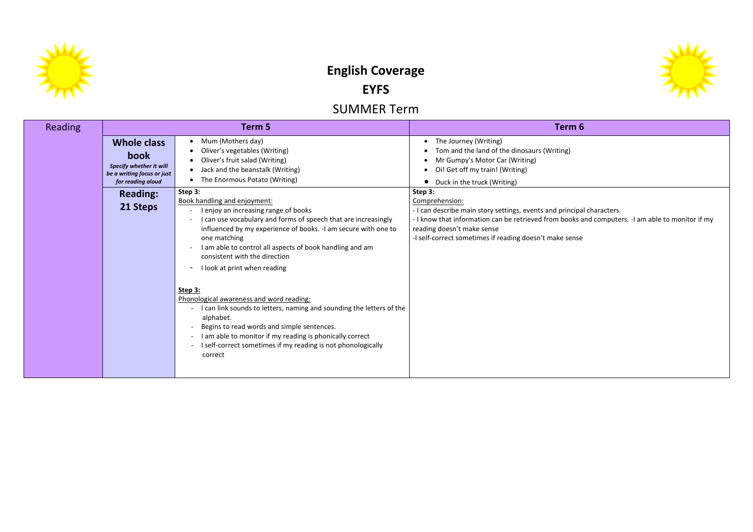# English Coverage

# EYFS

## SUMMER Term

| Reading | | Term 5 | Term 6 |
|---|---|---|---|
| | **Whole class book** *Specify whether it will be a writing focus or just for reading aloud* | • Mum (Mothers day)<br>• Oliver's vegetables (Writing)<br>• Oliver's fruit salad (Writing)<br>• Jack and the beanstalk (Writing)<br>• The Enormous Potato (Writing) | • The Journey (Writing)<br>• Tom and the land of the dinosaurs (Writing)<br>• Mr Gumpy's Motor Car (Writing)<br>• Oi! Get off my train! (Writing)<br>• Duck in the truck (Writing) |
| | **Reading: 21 Steps** | **Step 3:**<br>Book handling and enjoyment:<br>- I enjoy an increasing range of books<br>- I can use vocabulary and forms of speech that are increasingly influenced by my experience of books. -I am secure with one to one matching<br>- I am able to control all aspects of book handling and am consistent with the direction<br>- I look at print when reading<br><br>**Step 3:**<br>Phonological awareness and word reading:<br>- I can link sounds to letters, naming and sounding the letters of the alphabet.<br>- Begins to read words and simple sentences.<br>- I am able to monitor if my reading is phonically correct<br>- I self-correct sometimes if my reading is not phonologically correct | **Step 3:**<br>Comprehension:<br>- I can describe main story settings, events and principal characters.<br>- I know that information can be retrieved from books and computers. -I am able to monitor if my reading doesn't make sense<br>-I self-correct sometimes if reading doesn't make sense |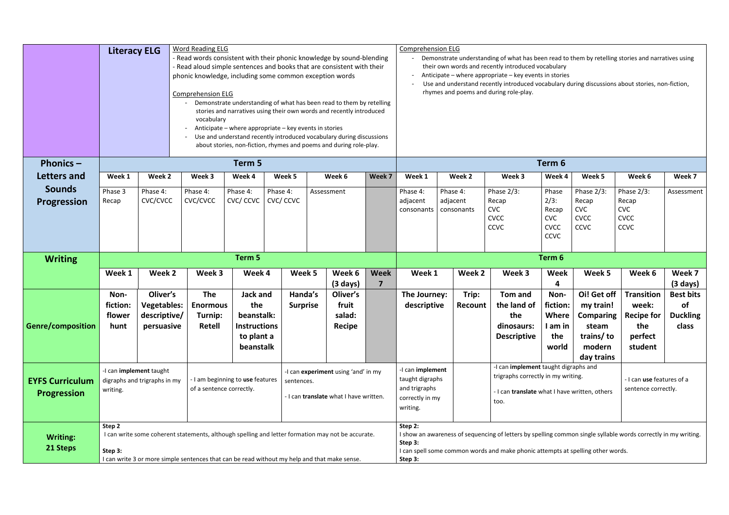| Literacy ELG | Word Reading ELG<br>- Read words consistent with their phonic knowledge by sound-blending<br>- Read aloud simple sentences and books that are consistent with their phonic knowledge, including some common exception words<br><br>Comprehension ELG<br>- Demonstrate understanding of what has been read to them by retelling stories and narratives using their own words and recently introduced vocabulary<br>- Anticipate – where appropriate – key events in stories<br>- Use and understand recently introduced vocabulary during discussions about stories, non-fiction, rhymes and poems and during role-play. | Comprehension ELG<br>- Demonstrate understanding of what has been read to them by retelling stories and narratives using their own words and recently introduced vocabulary<br>- Anticipate – where appropriate – key events in stories<br>- Use and understand recently introduced vocabulary during discussions about stories, non-fiction, rhymes and poems and during role-play. |
|---|---|---|

| Phonics – Letters and Sounds Progression | Term 5 | | | | | | | Term 6 | | | | | | |
|---|---|---|---|---|---|---|---|---|---|---|---|---|---|---|
| | Week 1 | Week 2 | Week 3 | Week 4 | Week 5 | Week 6 | Week 7 | Week 1 | Week 2 | Week 3 | Week 4 | Week 5 | Week 6 | Week 7 |
| | Phase 3 Recap | Phase 4: CVC/CVCC | Phase 4: CVC/CVCC | Phase 4: CVC/ CCVC | Phase 4: CVC/ CCVC | Assessment | | Phase 4: adjacent consonants | Phase 4: adjacent consonants | Phase 2/3: Recap CVC CVCC CCVC | Phase 2/3: Recap CVC CVCC CCVC | Phase 2/3: Recap CVC CVCC CCVC | Phase 2/3: Recap CVC CVCC CCVC | Assessment |

| Writing | Term 5 | | | | | | | Term 6 | | | | | | |
|---|---|---|---|---|---|---|---|---|---|---|---|---|---|---|
| | Week 1 | Week 2 | Week 3 | Week 4 | Week 5 | Week 6 (3 days) | Week 7 | Week 1 | Week 2 | Week 3 | Week 4 | Week 5 | Week 6 | Week 7 (3 days) |
| **Genre/composition** | **Non-fiction: flower hunt** | **Oliver's Vegetables: descriptive/ persuasive** | **The Enormous Turnip: Retell** | **Jack and the beanstalk: Instructions to plant a beanstalk** | **Handa's Surprise** | **Oliver's fruit salad: Recipe** | | **The Journey: descriptive** | **Trip: Recount** | **Tom and the land of the dinosaurs: Descriptive** | **Non-fiction: Where I am in the world** | **Oi! Get off my train! Comparing steam trains/ to modern day trains** | **Transition week: Recipe for the perfect student** | **Best bits of Duckling class** |
| **EYFS Curriculum Progression** | -I can **implement** taught digraphs and trigraphs in my writing. | | - I am beginning to **use** features of a sentence correctly. | | -I can **experiment** using 'and' in my sentences.<br>- I can **translate** what I have written. | | | -I can **implement** taught digraphs and trigraphs correctly in my writing. | | -I can **implement** taught digraphs and trigraphs correctly in my writing.<br>- I can **translate** what I have written, others too. | | | - I can **use** features of a sentence correctly. | |
| **Writing: 21 Steps** | **Step 2**<br>I can write some coherent statements, although spelling and letter formation may not be accurate.<br><br>**Step 3:**<br>I can write 3 or more simple sentences that can be read without my help and that make sense. | | | | | | | **Step 2:**<br>I show an awareness of sequencing of letters by spelling common single syllable words correctly in my writing.<br>**Step 3:**<br>I can spell some common words and make phonic attempts at spelling other words.<br>**Step 3:** | | | | | | |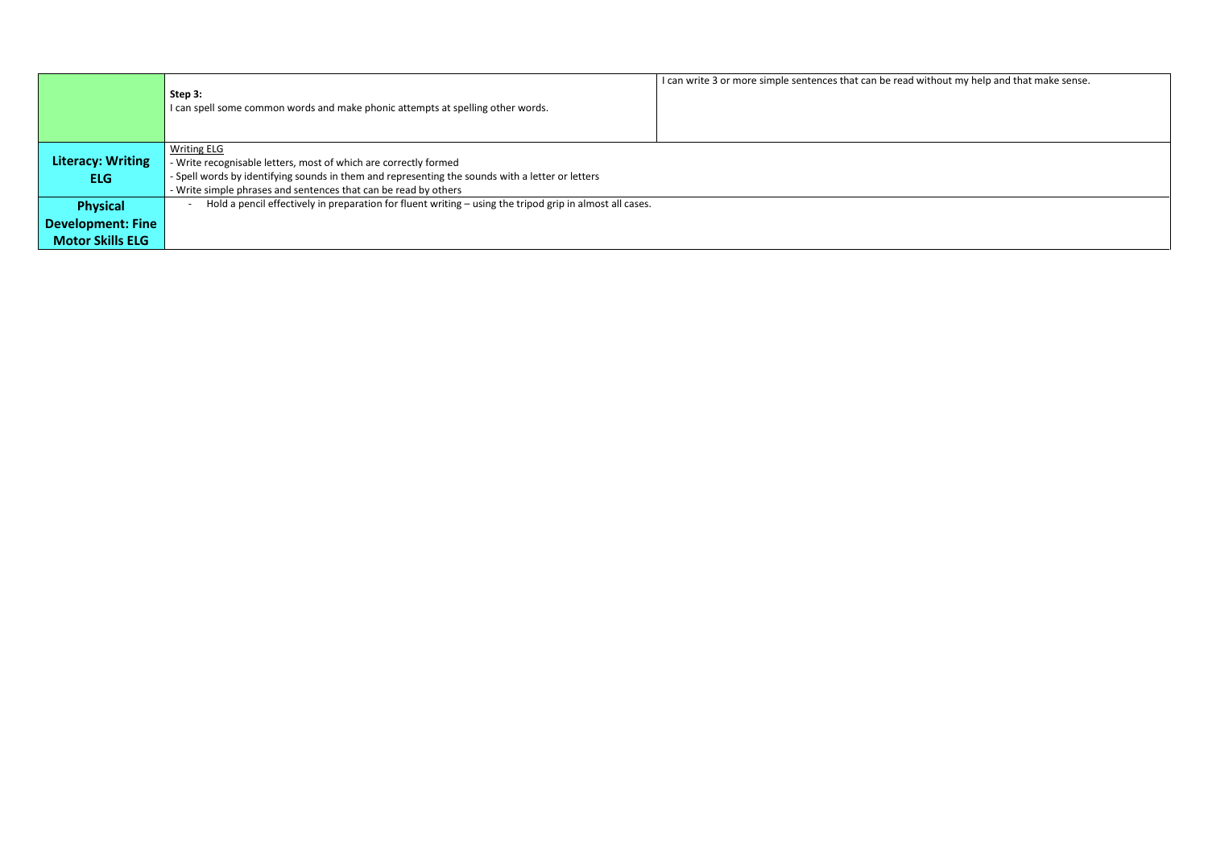| | | |
|---|---|---|
| | **Step 3:**<br>I can spell some common words and make phonic attempts at spelling other words. | I can write 3 or more simple sentences that can be read without my help and that make sense. |
| **Literacy: Writing ELG** | Writing ELG<br>- Write recognisable letters, most of which are correctly formed<br>- Spell words by identifying sounds in them and representing the sounds with a letter or letters<br>- Write simple phrases and sentences that can be read by others | |
| **Physical Development: Fine Motor Skills ELG** | - Hold a pencil effectively in preparation for fluent writing – using the tripod grip in almost all cases. | |